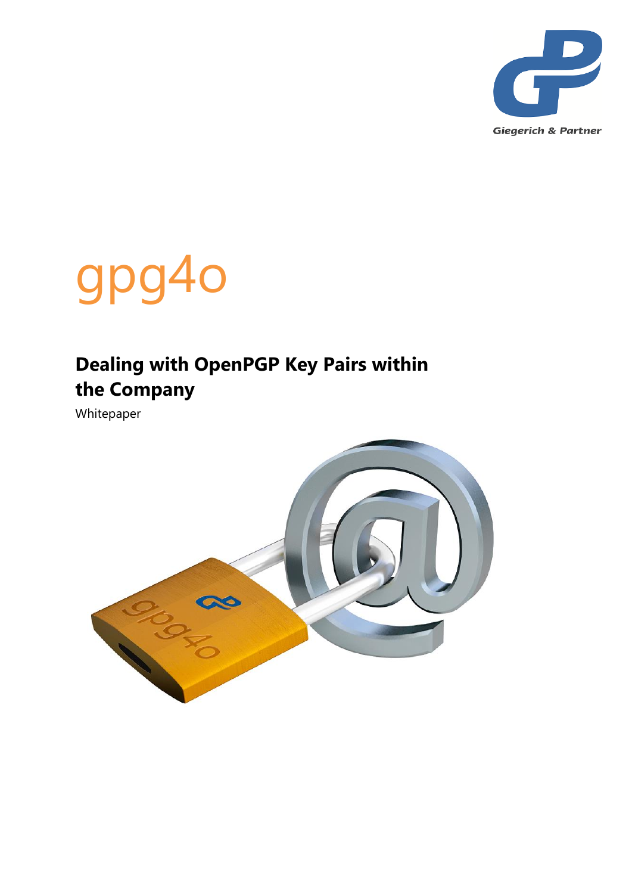Giegerich & Partner

# gpg4o

## Dealing with OpenPGP Key Pairs within the Company

Whitepaper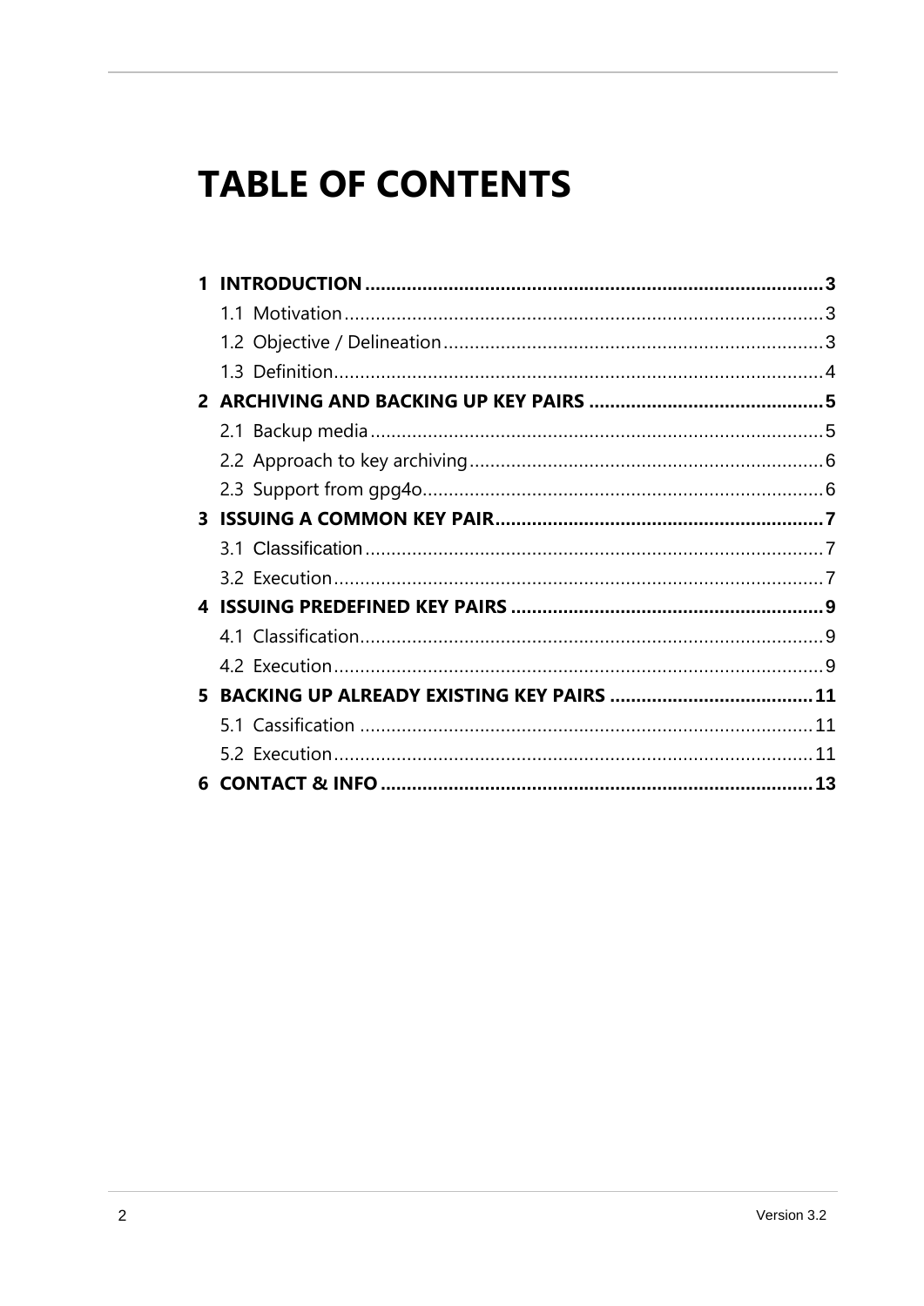# TABLE OF CONTENTS

**1 INTRODUCTION ........................................................................................ 3**

1.1 Motivation ........................................................................................ 3

1.2 Objective / Delineation ........................................................................ 3

1.3 Definition ........................................................................................... 4

**2 ARCHIVING AND BACKING UP KEY PAIRS ............................................ 5**

2.1 Backup media ..................................................................................... 5

2.2 Approach to key archiving ................................................................... 6

2.3 Support from gpg4o ............................................................................ 6

**3 ISSUING A COMMON KEY PAIR ............................................................... 7**

3.1 Classification ...................................................................................... 7

3.2 Execution ........................................................................................... 7

**4 ISSUING PREDEFINED KEY PAIRS ........................................................... 9**

4.1 Classification ...................................................................................... 9

4.2 Execution ........................................................................................... 9

**5 BACKING UP ALREADY EXISTING KEY PAIRS ....................................... 11**

5.1 Cassification ..................................................................................... 11

5.2 Execution ......................................................................................... 11

**6 CONTACT & INFO .................................................................................. 13**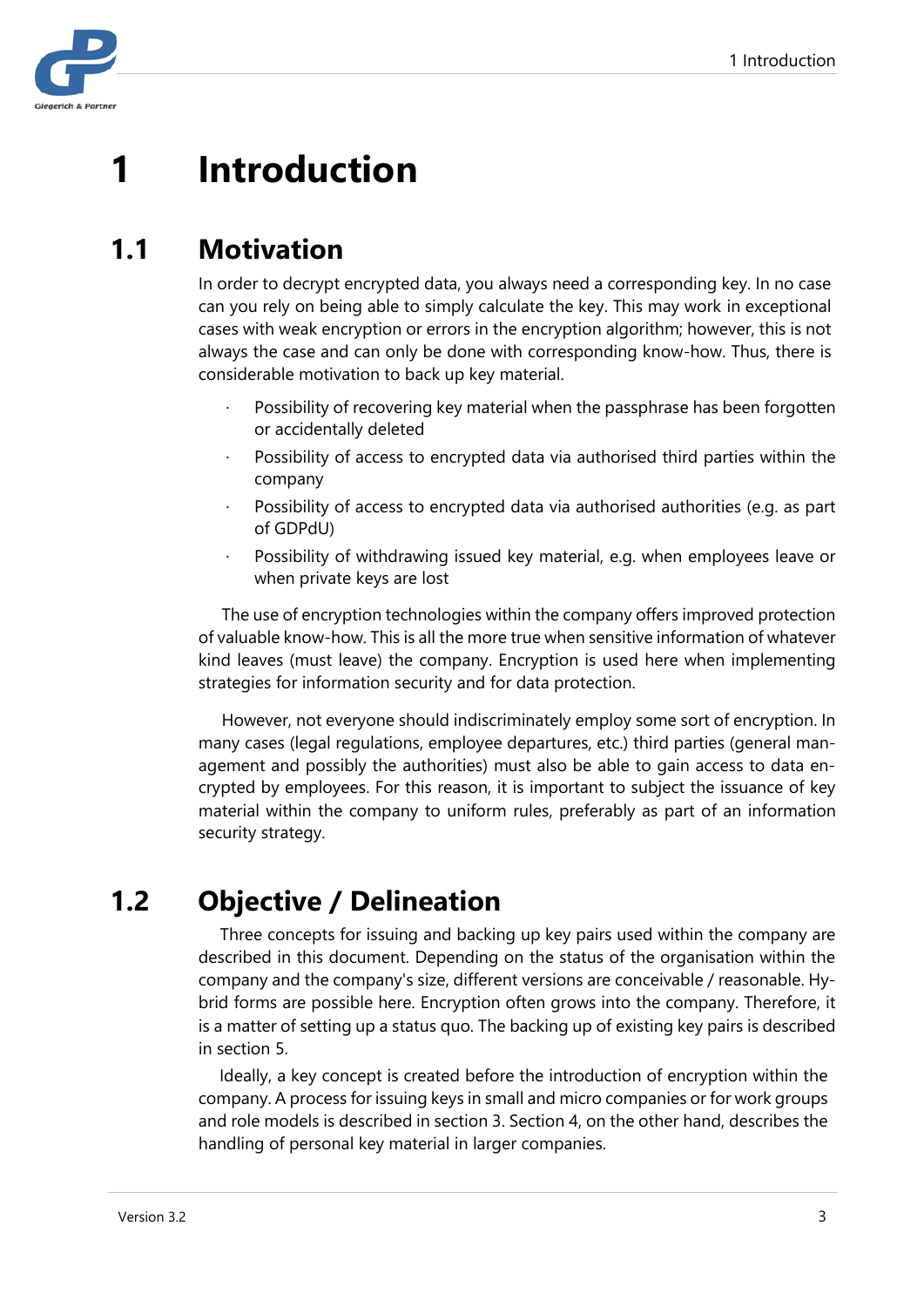# 1 Introduction

## 1.1 Motivation

In order to decrypt encrypted data, you always need a corresponding key. In no case can you rely on being able to simply calculate the key. This may work in exceptional cases with weak encryption or errors in the encryption algorithm; however, this is not always the case and can only be done with corresponding know-how. Thus, there is considerable motivation to back up key material.

- Possibility of recovering key material when the passphrase has been forgotten or accidentally deleted
- Possibility of access to encrypted data via authorised third parties within the company
- Possibility of access to encrypted data via authorised authorities (e.g. as part of GDPdU)
- Possibility of withdrawing issued key material, e.g. when employees leave or when private keys are lost

The use of encryption technologies within the company offers improved protection of valuable know-how. This is all the more true when sensitive information of whatever kind leaves (must leave) the company. Encryption is used here when implementing strategies for information security and for data protection.

However, not everyone should indiscriminately employ some sort of encryption. In many cases (legal regulations, employee departures, etc.) third parties (general management and possibly the authorities) must also be able to gain access to data encrypted by employees. For this reason, it is important to subject the issuance of key material within the company to uniform rules, preferably as part of an information security strategy.

## 1.2 Objective / Delineation

Three concepts for issuing and backing up key pairs used within the company are described in this document. Depending on the status of the organisation within the company and the company's size, different versions are conceivable / reasonable. Hybrid forms are possible here. Encryption often grows into the company. Therefore, it is a matter of setting up a status quo. The backing up of existing key pairs is described in section 5.

Ideally, a key concept is created before the introduction of encryption within the company. A process for issuing keys in small and micro companies or for work groups and role models is described in section 3. Section 4, on the other hand, describes the handling of personal key material in larger companies.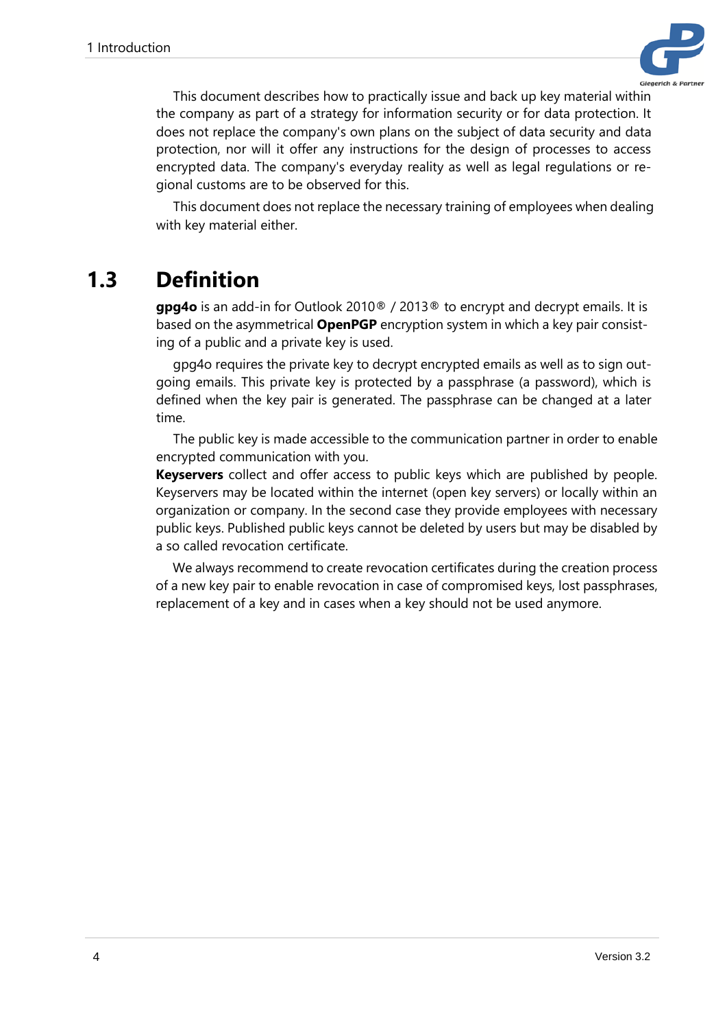This document describes how to practically issue and back up key material within the company as part of a strategy for information security or for data protection. It does not replace the company's own plans on the subject of data security and data protection, nor will it offer any instructions for the design of processes to access encrypted data. The company's everyday reality as well as legal regulations or regional customs are to be observed for this.

This document does not replace the necessary training of employees when dealing with key material either.

## 1.3 Definition

**gpg4o** is an add-in for Outlook 2010® / 2013® to encrypt and decrypt emails. It is based on the asymmetrical **OpenPGP** encryption system in which a key pair consisting of a public and a private key is used.

gpg4o requires the private key to decrypt encrypted emails as well as to sign outgoing emails. This private key is protected by a passphrase (a password), which is defined when the key pair is generated. The passphrase can be changed at a later time.

The public key is made accessible to the communication partner in order to enable encrypted communication with you.

**Keyservers** collect and offer access to public keys which are published by people. Keyservers may be located within the internet (open key servers) or locally within an organization or company. In the second case they provide employees with necessary public keys. Published public keys cannot be deleted by users but may be disabled by a so called revocation certificate.

We always recommend to create revocation certificates during the creation process of a new key pair to enable revocation in case of compromised keys, lost passphrases, replacement of a key and in cases when a key should not be used anymore.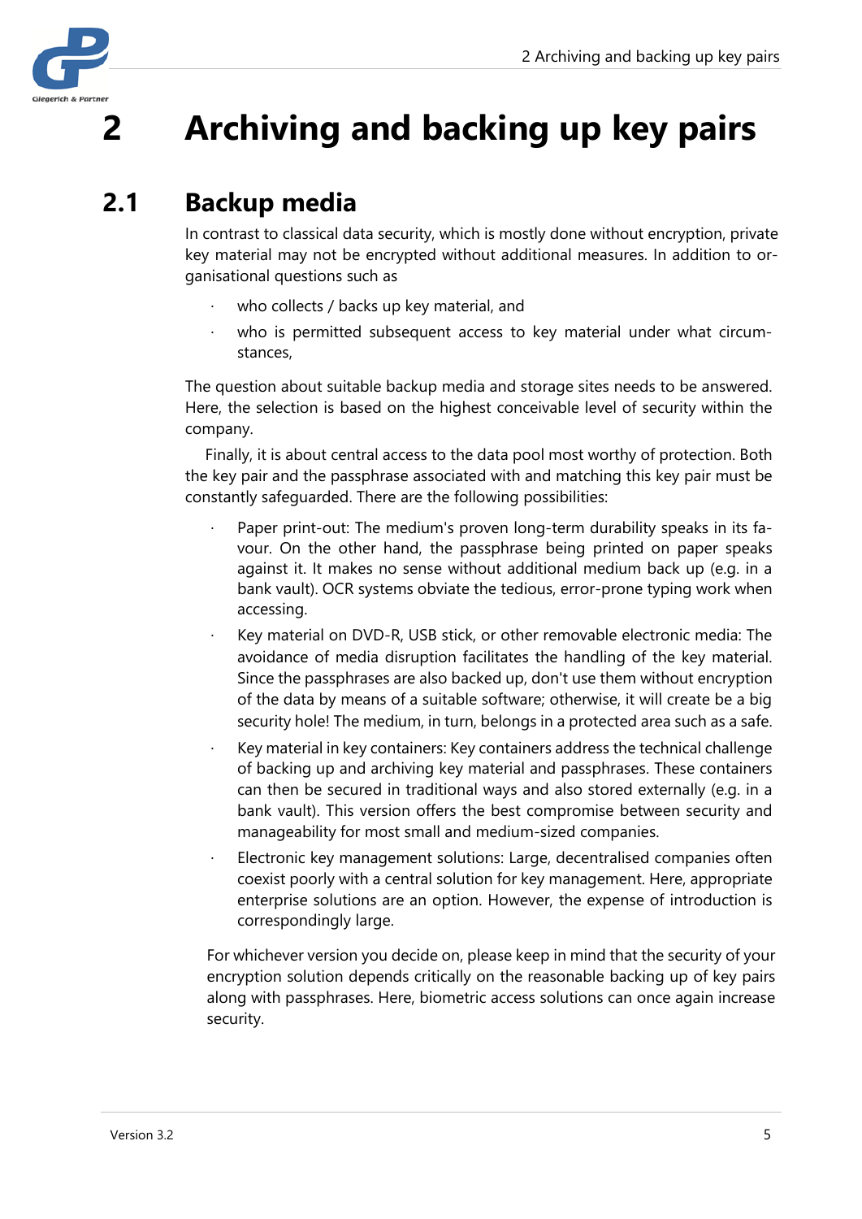# 2 Archiving and backing up key pairs

## 2.1 Backup media

In contrast to classical data security, which is mostly done without encryption, private key material may not be encrypted without additional measures. In addition to organisational questions such as

- who collects / backs up key material, and
- who is permitted subsequent access to key material under what circumstances,

The question about suitable backup media and storage sites needs to be answered. Here, the selection is based on the highest conceivable level of security within the company.

Finally, it is about central access to the data pool most worthy of protection. Both the key pair and the passphrase associated with and matching this key pair must be constantly safeguarded. There are the following possibilities:

- Paper print-out: The medium's proven long-term durability speaks in its favour. On the other hand, the passphrase being printed on paper speaks against it. It makes no sense without additional medium back up (e.g. in a bank vault). OCR systems obviate the tedious, error-prone typing work when accessing.
- Key material on DVD-R, USB stick, or other removable electronic media: The avoidance of media disruption facilitates the handling of the key material. Since the passphrases are also backed up, don't use them without encryption of the data by means of a suitable software; otherwise, it will create be a big security hole! The medium, in turn, belongs in a protected area such as a safe.
- Key material in key containers: Key containers address the technical challenge of backing up and archiving key material and passphrases. These containers can then be secured in traditional ways and also stored externally (e.g. in a bank vault). This version offers the best compromise between security and manageability for most small and medium-sized companies.
- Electronic key management solutions: Large, decentralised companies often coexist poorly with a central solution for key management. Here, appropriate enterprise solutions are an option. However, the expense of introduction is correspondingly large.

For whichever version you decide on, please keep in mind that the security of your encryption solution depends critically on the reasonable backing up of key pairs along with passphrases. Here, biometric access solutions can once again increase security.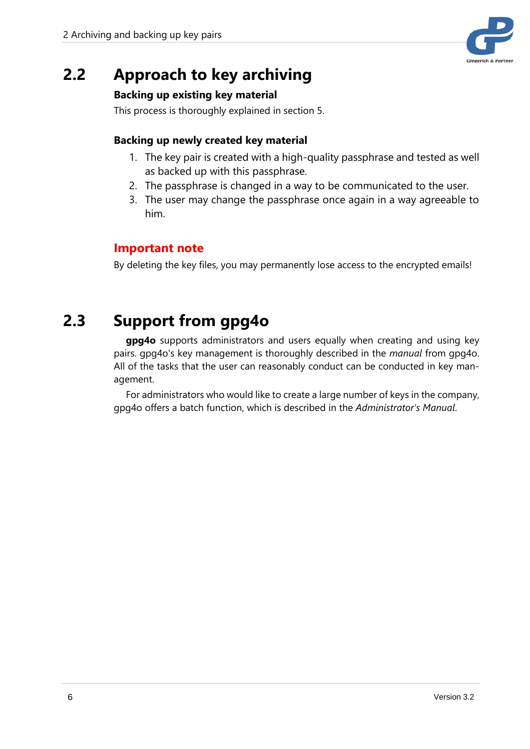## 2.2 Approach to key archiving

**Backing up existing key material**

This process is thoroughly explained in section 5.

**Backing up newly created key material**

1. The key pair is created with a high-quality passphrase and tested as well as backed up with this passphrase.
2. The passphrase is changed in a way to be communicated to the user.
3. The user may change the passphrase once again in a way agreeable to him.

### Important note

By deleting the key files, you may permanently lose access to the encrypted emails!

## 2.3 Support from gpg4o

**gpg4o** supports administrators and users equally when creating and using key pairs. gpg4o's key management is thoroughly described in the *manual* from gpg4o. All of the tasks that the user can reasonably conduct can be conducted in key management.

For administrators who would like to create a large number of keys in the company, gpg4o offers a batch function, which is described in the *Administrator's Manual*.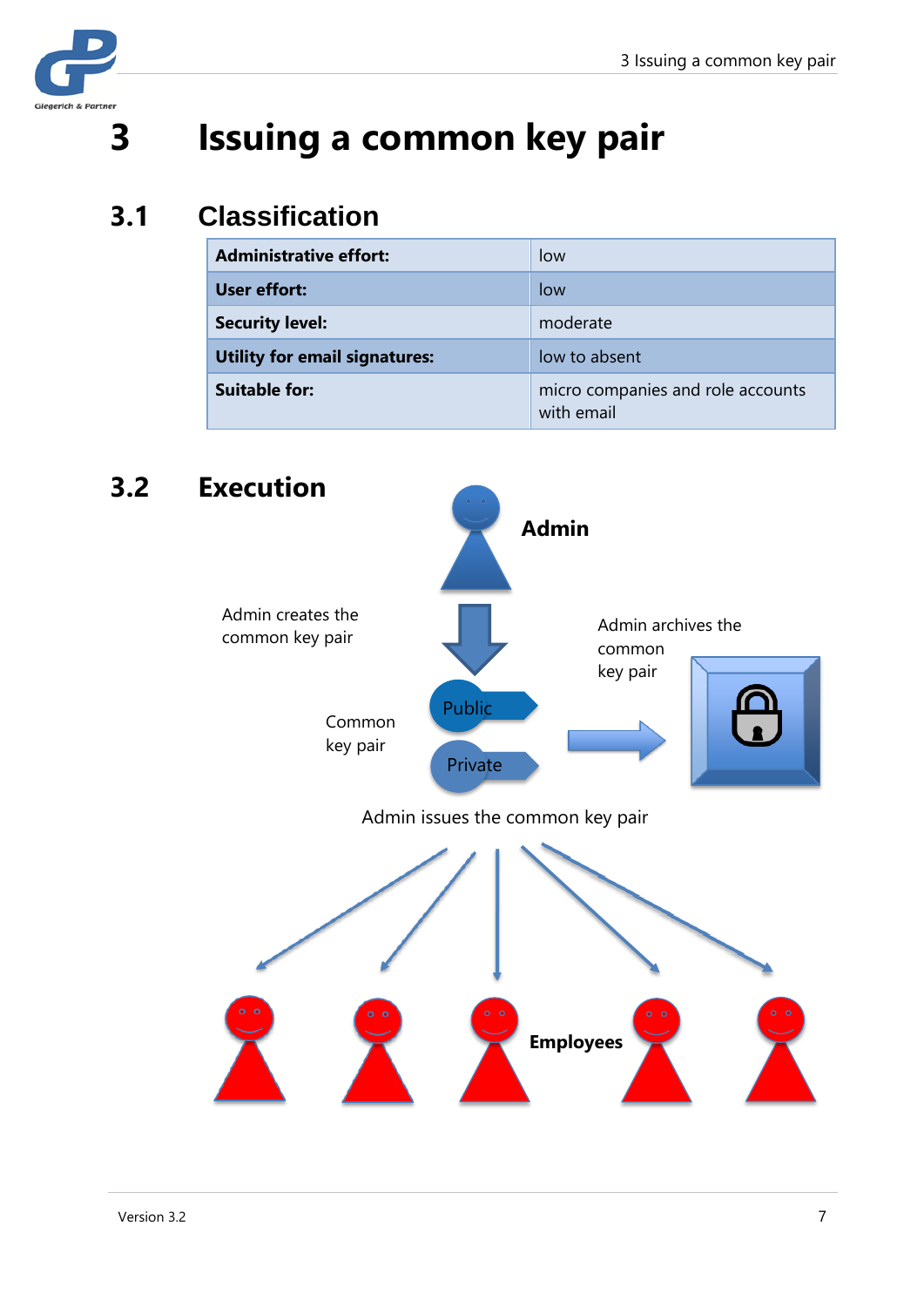# 3 Issuing a common key pair

## 3.1 Classification

| Administrative effort: | low |
|---|---|
| User effort: | low |
| Security level: | moderate |
| Utility for email signatures: | low to absent |
| Suitable for: | micro companies and role accounts with email |

## 3.2 Execution

Admin

Admin creates the common key pair

Admin archives the common key pair

Public

Private

Common key pair

Admin issues the common key pair

Employees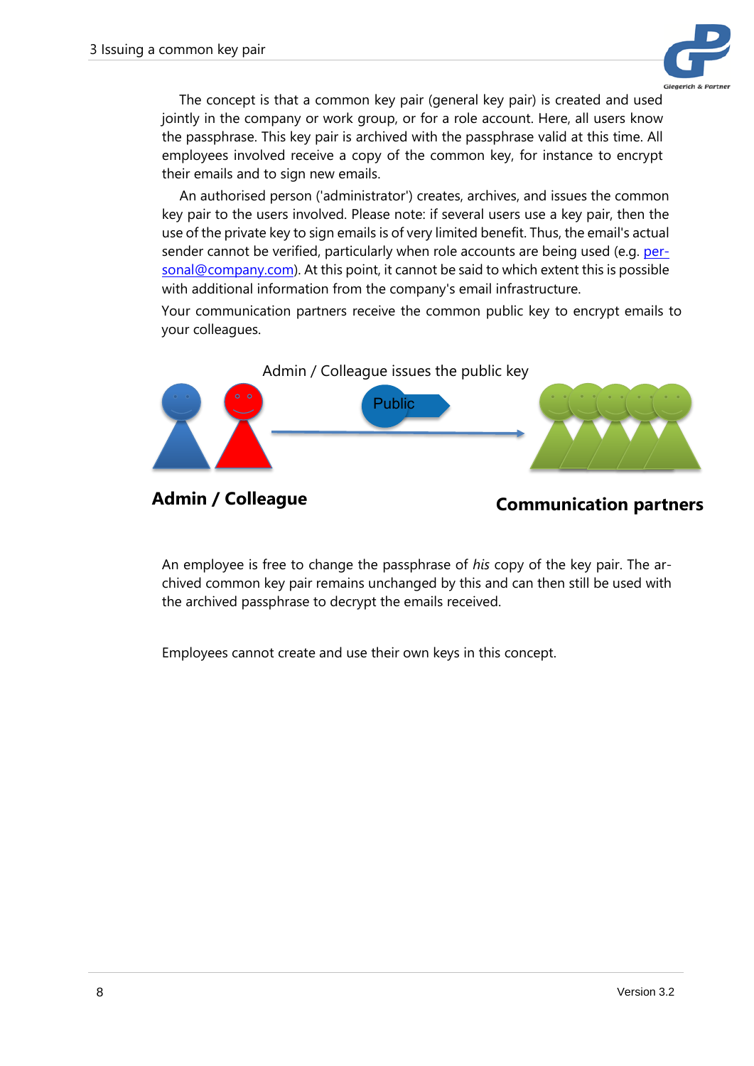The concept is that a common key pair (general key pair) is created and used jointly in the company or work group, or for a role account. Here, all users know the passphrase. This key pair is archived with the passphrase valid at this time. All employees involved receive a copy of the common key, for instance to encrypt their emails and to sign new emails.

An authorised person ('administrator') creates, archives, and issues the common key pair to the users involved. Please note: if several users use a key pair, then the use of the private key to sign emails is of very limited benefit. Thus, the email's actual sender cannot be verified, particularly when role accounts are being used (e.g. personal@company.com). At this point, it cannot be said to which extent this is possible with additional information from the company's email infrastructure.

Your communication partners receive the common public key to encrypt emails to your colleagues.

Admin / Colleague issues the public key

Public

**Admin / Colleague**

**Communication partners**

An employee is free to change the passphrase of *his* copy of the key pair. The archived common key pair remains unchanged by this and can then still be used with the archived passphrase to decrypt the emails received.

Employees cannot create and use their own keys in this concept.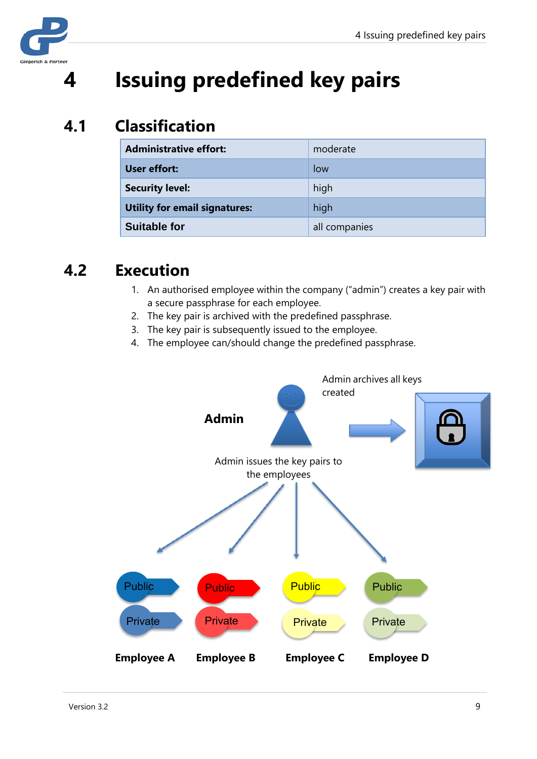# 4 Issuing predefined key pairs

## 4.1 Classification

| | |
|---|---|
| **Administrative effort:** | moderate |
| **User effort:** | low |
| **Security level:** | high |
| **Utility for email signatures:** | high |
| **Suitable for** | all companies |

## 4.2 Execution

1. An authorised employee within the company ("admin") creates a key pair with a secure passphrase for each employee.
2. The key pair is archived with the predefined passphrase.
3. The key pair is subsequently issued to the employee.
4. The employee can/should change the predefined passphrase.

**Admin**

Admin archives all keys created

Admin issues the key pairs to the employees

Public Private **Employee A**

Public Private **Employee B**

Public Private **Employee C**

Public Private **Employee D**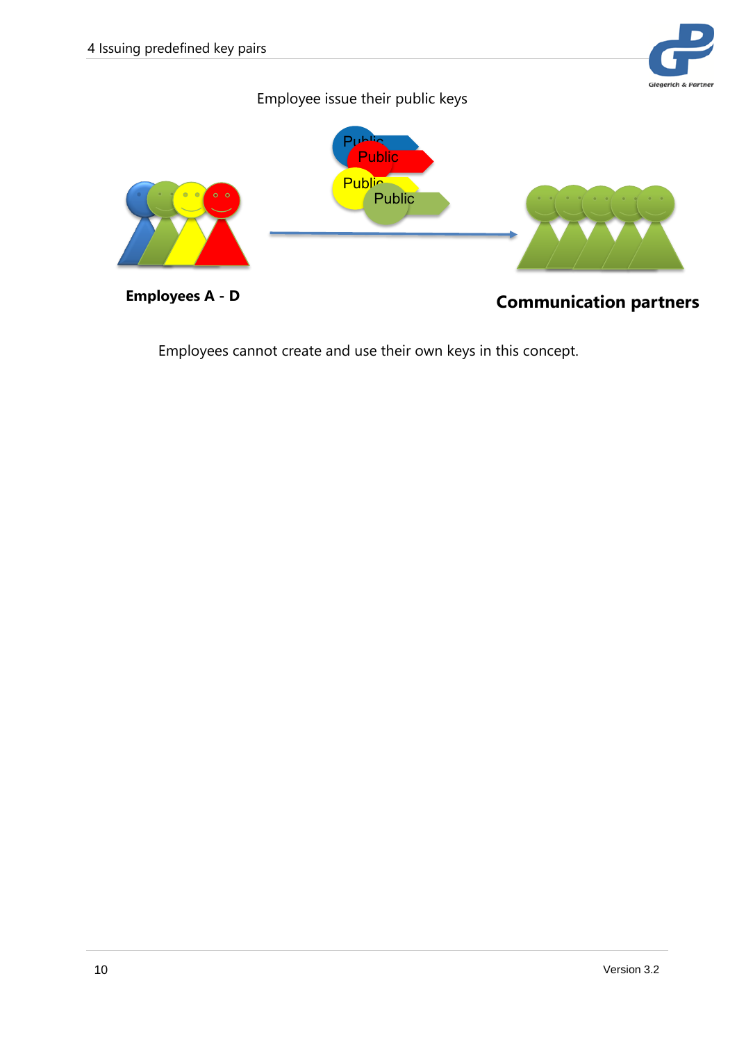Employee issue their public keys

Public

Public

Public

Public

**Employees A - D**

**Communication partners**

Employees cannot create and use their own keys in this concept.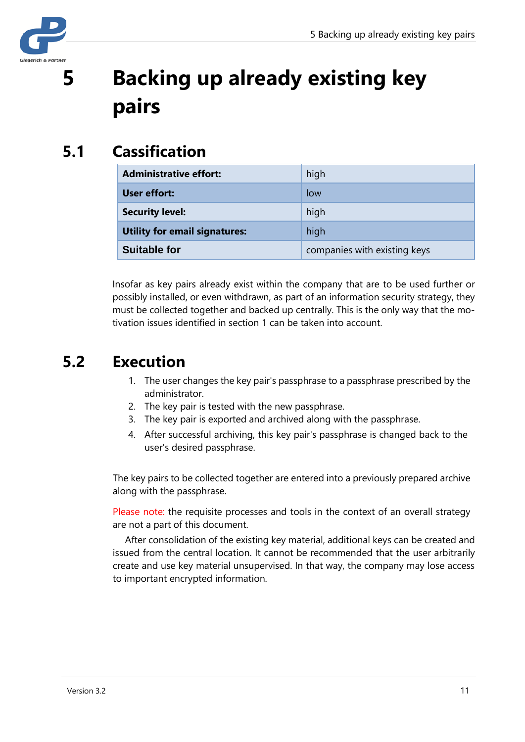# 5 Backing up already existing key pairs

## 5.1 Cassification

| **Administrative effort:** | high |
|---|---|
| **User effort:** | low |
| **Security level:** | high |
| **Utility for email signatures:** | high |
| **Suitable for** | companies with existing keys |

Insofar as key pairs already exist within the company that are to be used further or possibly installed, or even withdrawn, as part of an information security strategy, they must be collected together and backed up centrally. This is the only way that the motivation issues identified in section 1 can be taken into account.

## 5.2 Execution

1. The user changes the key pair's passphrase to a passphrase prescribed by the administrator.
2. The key pair is tested with the new passphrase.
3. The key pair is exported and archived along with the passphrase.
4. After successful archiving, this key pair's passphrase is changed back to the user's desired passphrase.

The key pairs to be collected together are entered into a previously prepared archive along with the passphrase.

Please note: the requisite processes and tools in the context of an overall strategy are not a part of this document.

After consolidation of the existing key material, additional keys can be created and issued from the central location. It cannot be recommended that the user arbitrarily create and use key material unsupervised. In that way, the company may lose access to important encrypted information.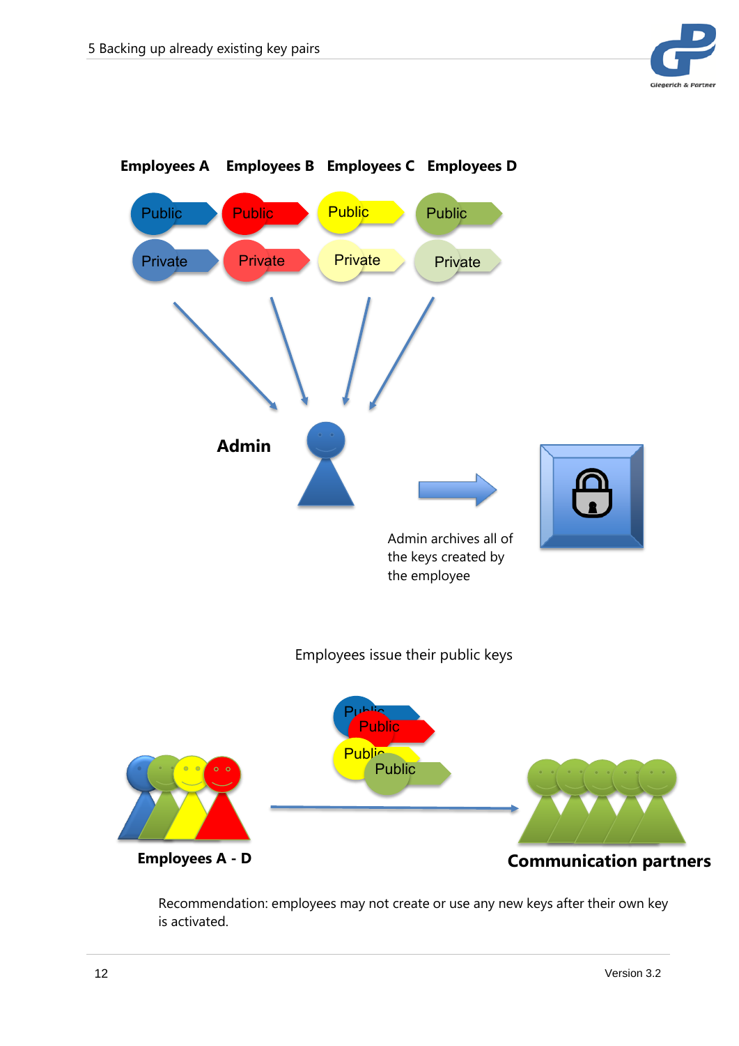Employees A Employees B Employees C Employees D

Public Public Public Public

Private Private Private Private

Admin

Admin archives all of the keys created by the employee

Employees issue their public keys

Public Public Public Public

Employees A - D

Communication partners

Recommendation: employees may not create or use any new keys after their own key is activated.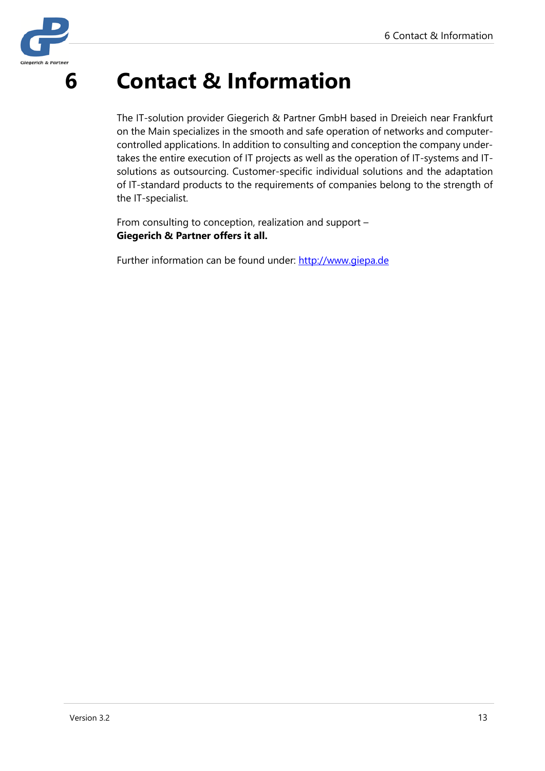# 6 Contact & Information

The IT-solution provider Giegerich & Partner GmbH based in Dreieich near Frankfurt on the Main specializes in the smooth and safe operation of networks and computer-controlled applications. In addition to consulting and conception the company undertakes the entire execution of IT projects as well as the operation of IT-systems and IT-solutions as outsourcing. Customer-specific individual solutions and the adaptation of IT-standard products to the requirements of companies belong to the strength of the IT-specialist.

From consulting to conception, realization and support –
**Giegerich & Partner offers it all.**

Further information can be found under: [http://www.giepa.de](http://www.giepa.de)